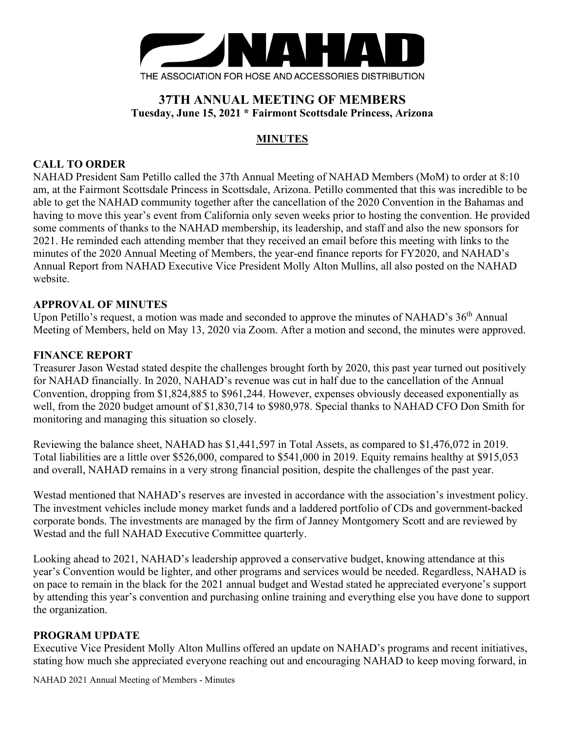# NAHAD

THE ASSOCIATION FOR HOSE AND ACCESSORIES DISTRIBUTION

## 37TH ANNUAL MEETING OF MEMBERS

**Tuesday, June 15, 2021 * Fairmont Scottsdale Princess, Arizona**

## MINUTES

### CALL TO ORDER

NAHAD President Sam Petillo called the 37th Annual Meeting of NAHAD Members (MoM) to order at 8:10 am, at the Fairmont Scottsdale Princess in Scottsdale, Arizona. Petillo commented that this was incredible to be able to get the NAHAD community together after the cancellation of the 2020 Convention in the Bahamas and having to move this year's event from California only seven weeks prior to hosting the convention. He provided some comments of thanks to the NAHAD membership, its leadership, and staff and also the new sponsors for 2021. He reminded each attending member that they received an email before this meeting with links to the minutes of the 2020 Annual Meeting of Members, the year-end finance reports for FY2020, and NAHAD's Annual Report from NAHAD Executive Vice President Molly Alton Mullins, all also posted on the NAHAD website.

### APPROVAL OF MINUTES

Upon Petillo's request, a motion was made and seconded to approve the minutes of NAHAD's 36th Annual Meeting of Members, held on May 13, 2020 via Zoom. After a motion and second, the minutes were approved.

### FINANCE REPORT

Treasurer Jason Westad stated despite the challenges brought forth by 2020, this past year turned out positively for NAHAD financially. In 2020, NAHAD's revenue was cut in half due to the cancellation of the Annual Convention, dropping from $1,824,885 to $961,244. However, expenses obviously deceased exponentially as well, from the 2020 budget amount of $1,830,714 to $980,978. Special thanks to NAHAD CFO Don Smith for monitoring and managing this situation so closely.

Reviewing the balance sheet, NAHAD has $1,441,597 in Total Assets, as compared to $1,476,072 in 2019. Total liabilities are a little over $526,000, compared to $541,000 in 2019. Equity remains healthy at $915,053 and overall, NAHAD remains in a very strong financial position, despite the challenges of the past year.

Westad mentioned that NAHAD's reserves are invested in accordance with the association's investment policy. The investment vehicles include money market funds and a laddered portfolio of CDs and government-backed corporate bonds. The investments are managed by the firm of Janney Montgomery Scott and are reviewed by Westad and the full NAHAD Executive Committee quarterly.

Looking ahead to 2021, NAHAD's leadership approved a conservative budget, knowing attendance at this year's Convention would be lighter, and other programs and services would be needed. Regardless, NAHAD is on pace to remain in the black for the 2021 annual budget and Westad stated he appreciated everyone's support by attending this year's convention and purchasing online training and everything else you have done to support the organization.

### PROGRAM UPDATE

Executive Vice President Molly Alton Mullins offered an update on NAHAD's programs and recent initiatives, stating how much she appreciated everyone reaching out and encouraging NAHAD to keep moving forward, in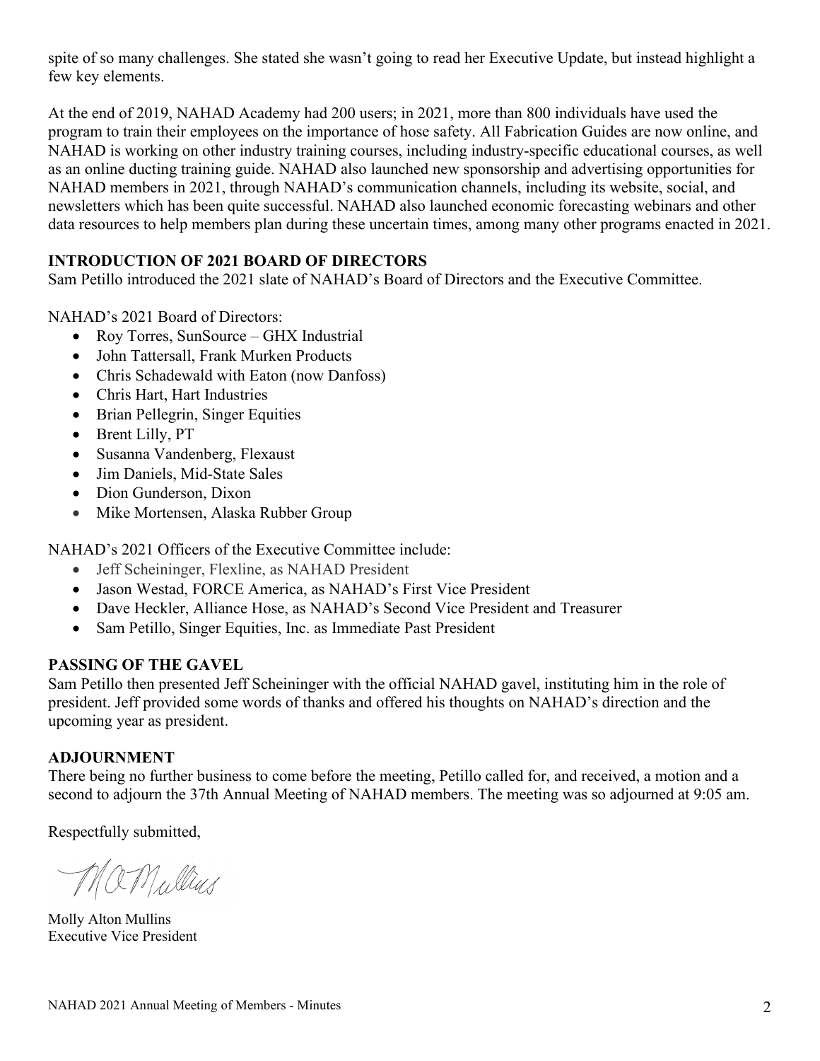spite of so many challenges. She stated she wasn't going to read her Executive Update, but instead highlight a few key elements.

At the end of 2019, NAHAD Academy had 200 users; in 2021, more than 800 individuals have used the program to train their employees on the importance of hose safety. All Fabrication Guides are now online, and NAHAD is working on other industry training courses, including industry-specific educational courses, as well as an online ducting training guide. NAHAD also launched new sponsorship and advertising opportunities for NAHAD members in 2021, through NAHAD's communication channels, including its website, social, and newsletters which has been quite successful. NAHAD also launched economic forecasting webinars and other data resources to help members plan during these uncertain times, among many other programs enacted in 2021.

**INTRODUCTION OF 2021 BOARD OF DIRECTORS**

Sam Petillo introduced the 2021 slate of NAHAD's Board of Directors and the Executive Committee.

NAHAD's 2021 Board of Directors:

- Roy Torres, SunSource – GHX Industrial
- John Tattersall, Frank Murken Products
- Chris Schadewald with Eaton (now Danfoss)
- Chris Hart, Hart Industries
- Brian Pellegrin, Singer Equities
- Brent Lilly, PT
- Susanna Vandenberg, Flexaust
- Jim Daniels, Mid-State Sales
- Dion Gunderson, Dixon
- Mike Mortensen, Alaska Rubber Group

NAHAD's 2021 Officers of the Executive Committee include:

- Jeff Scheininger, Flexline, as NAHAD President
- Jason Westad, FORCE America, as NAHAD's First Vice President
- Dave Heckler, Alliance Hose, as NAHAD's Second Vice President and Treasurer
- Sam Petillo, Singer Equities, Inc. as Immediate Past President

**PASSING OF THE GAVEL**

Sam Petillo then presented Jeff Scheininger with the official NAHAD gavel, instituting him in the role of president. Jeff provided some words of thanks and offered his thoughts on NAHAD's direction and the upcoming year as president.

**ADJOURNMENT**

There being no further business to come before the meeting, Petillo called for, and received, a motion and a second to adjourn the 37th Annual Meeting of NAHAD members. The meeting was so adjourned at 9:05 am.

Respectfully submitted,

Molly Alton Mullins
Executive Vice President